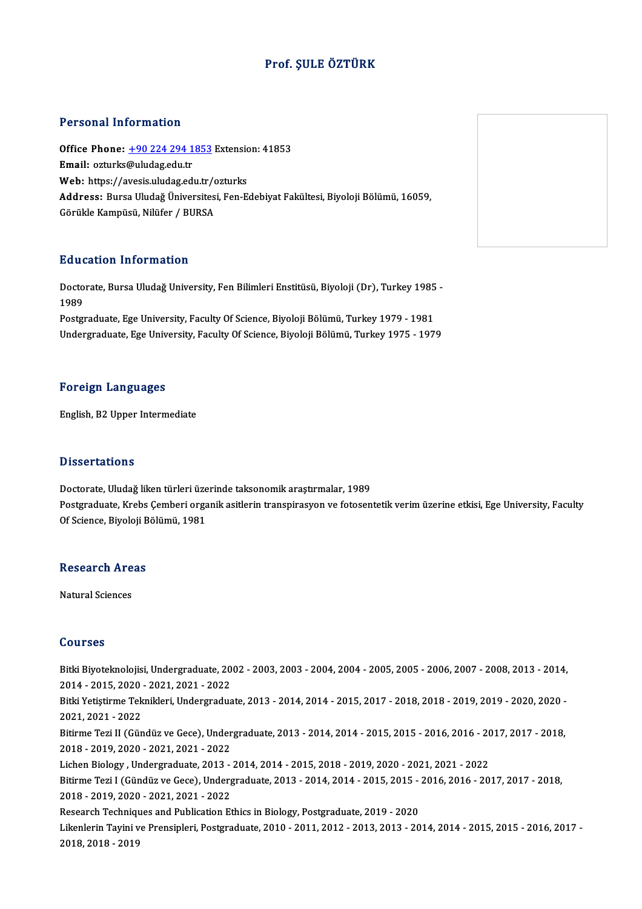# Prof. ŞULE ÖZTÜRK

## Personal Information

**Office Phone:** +90 224 294 1853 Extension: 41853
**Email:** ozturks@uludag.edu.tr
**Web:** https://avesis.uludag.edu.tr/ozturks
**Address:** Bursa Uludağ Üniversitesi, Fen-Edebiyat Fakültesi, Biyoloji Bölümü, 16059, Görükle Kampüsü, Nilüfer / BURSA

## Education Information

Doctorate, Bursa Uludağ University, Fen Bilimleri Enstitüsü, Biyoloji (Dr), Turkey 1985 - 1989
Postgraduate, Ege University, Faculty Of Science, Biyoloji Bölümü, Turkey 1979 - 1981
Undergraduate, Ege University, Faculty Of Science, Biyoloji Bölümü, Turkey 1975 - 1979

## Foreign Languages

English, B2 Upper Intermediate

## Dissertations

Doctorate, Uludağ liken türleri üzerinde taksonomik araştırmalar, 1989
Postgraduate, Krebs Çemberi organik asitlerin transpirasyon ve fotosentetik verim üzerine etkisi, Ege University, Faculty Of Science, Biyoloji Bölümü, 1981

## Research Areas

Natural Sciences

## Courses

Bitki Biyoteknolojisi, Undergraduate, 2002 - 2003, 2003 - 2004, 2004 - 2005, 2005 - 2006, 2007 - 2008, 2013 - 2014, 2014 - 2015, 2020 - 2021, 2021 - 2022
Bitki Yetiştirme Teknikleri, Undergraduate, 2013 - 2014, 2014 - 2015, 2017 - 2018, 2018 - 2019, 2019 - 2020, 2020 - 2021, 2021 - 2022
Bitirme Tezi II (Gündüz ve Gece), Undergraduate, 2013 - 2014, 2014 - 2015, 2015 - 2016, 2016 - 2017, 2017 - 2018, 2018 - 2019, 2020 - 2021, 2021 - 2022
Lichen Biology , Undergraduate, 2013 - 2014, 2014 - 2015, 2018 - 2019, 2020 - 2021, 2021 - 2022
Bitirme Tezi I (Gündüz ve Gece), Undergraduate, 2013 - 2014, 2014 - 2015, 2015 - 2016, 2016 - 2017, 2017 - 2018, 2018 - 2019, 2020 - 2021, 2021 - 2022
Research Techniques and Publication Ethics in Biology, Postgraduate, 2019 - 2020
Likenlerin Tayini ve Prensipleri, Postgraduate, 2010 - 2011, 2012 - 2013, 2013 - 2014, 2014 - 2015, 2015 - 2016, 2017 - 2018, 2018 - 2019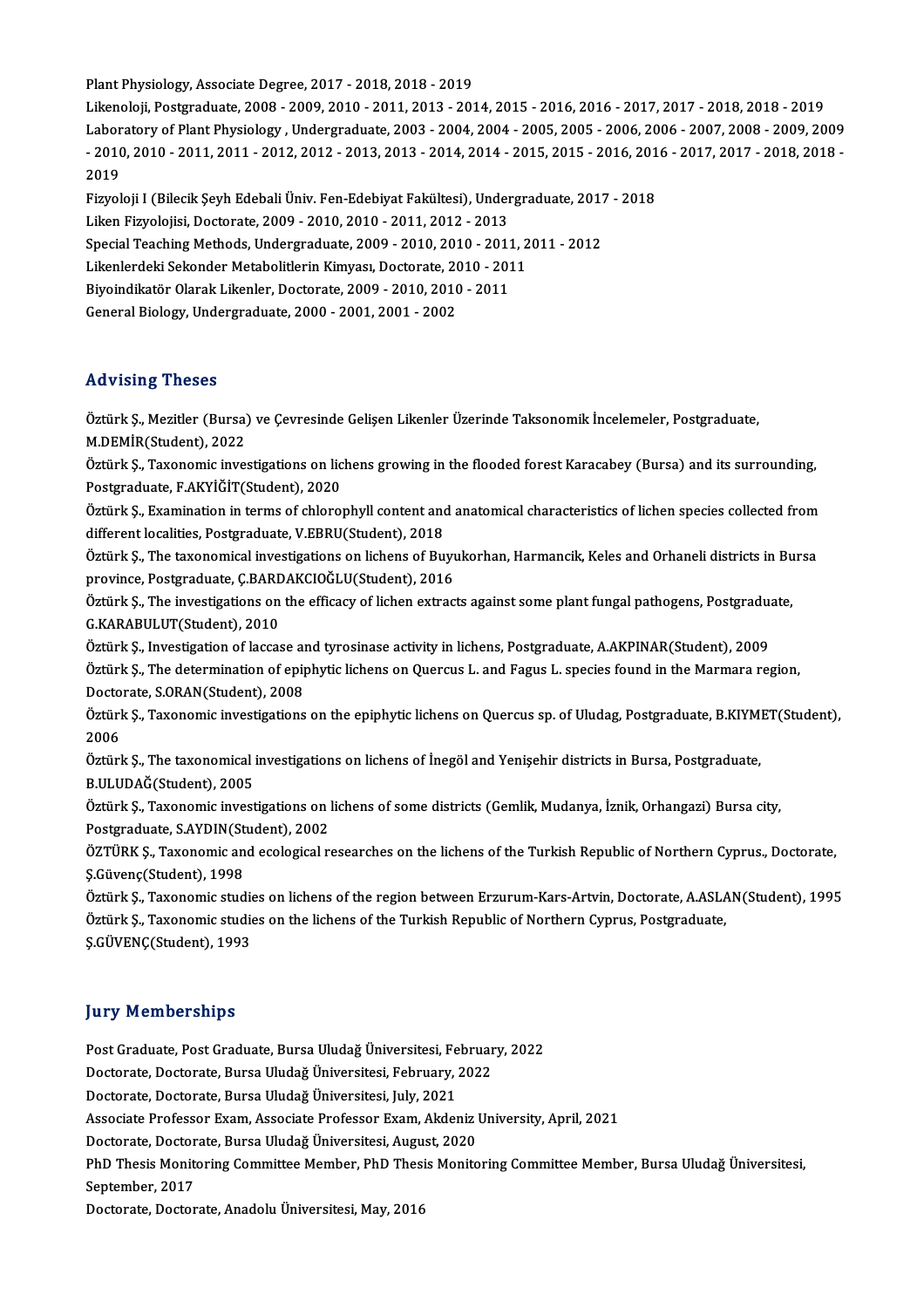Plant Physiology, Associate Degree, 2017 - 2018, 2018 - 2019
Likenoloji, Postgraduate, 2008 - 2009, 2010 - 2011, 2013 - 2014, 2015 - 2016, 2016 - 2017, 2017 - 2018, 2018 - 2019
Laboratory of Plant Physiology , Undergraduate, 2003 - 2004, 2004 - 2005, 2005 - 2006, 2006 - 2007, 2008 - 2009, 2009 - 2010, 2010 - 2011, 2011 - 2012, 2012 - 2013, 2013 - 2014, 2014 - 2015, 2015 - 2016, 2016 - 2017, 2017 - 2018, 2018 - 2019
Fizyoloji I (Bilecik Şeyh Edebali Üniv. Fen-Edebiyat Fakültesi), Undergraduate, 2017 - 2018
Liken Fizyolojisi, Doctorate, 2009 - 2010, 2010 - 2011, 2012 - 2013
Special Teaching Methods, Undergraduate, 2009 - 2010, 2010 - 2011, 2011 - 2012
Likenlerdeki Sekonder Metabolitlerin Kimyası, Doctorate, 2010 - 2011
Biyoindikatör Olarak Likenler, Doctorate, 2009 - 2010, 2010 - 2011
General Biology, Undergraduate, 2000 - 2001, 2001 - 2002

## Advising Theses

Öztürk Ş., Mezitler (Bursa) ve Çevresinde Gelişen Likenler Üzerinde Taksonomik İncelemeler, Postgraduate, M.DEMİR(Student), 2022
Öztürk Ş., Taxonomic investigations on lichens growing in the flooded forest Karacabey (Bursa) and its surrounding, Postgraduate, F.AKYİĞİT(Student), 2020
Öztürk Ş., Examination in terms of chlorophyll content and anatomical characteristics of lichen species collected from different localities, Postgraduate, V.EBRU(Student), 2018
Öztürk Ş., The taxonomical investigations on lichens of Buyukorhan, Harmancik, Keles and Orhaneli districts in Bursa province, Postgraduate, Ç.BARDAKCIOĞLU(Student), 2016
Öztürk Ş., The investigations on the efficacy of lichen extracts against some plant fungal pathogens, Postgraduate, G.KARABULUT(Student), 2010
Öztürk Ş., Investigation of laccase and tyrosinase activity in lichens, Postgraduate, A.AKPINAR(Student), 2009
Öztürk Ş., The determination of epiphytic lichens on Quercus L. and Fagus L. species found in the Marmara region, Doctorate, S.ORAN(Student), 2008
Öztürk Ş., Taxonomic investigations on the epiphytic lichens on Quercus sp. of Uludag, Postgraduate, B.KIYMET(Student), 2006
Öztürk Ş., The taxonomical investigations on lichens of İnegöl and Yenişehir districts in Bursa, Postgraduate, B.ULUDAĞ(Student), 2005
Öztürk Ş., Taxonomic investigations on lichens of some districts (Gemlik, Mudanya, İznik, Orhangazi) Bursa city, Postgraduate, S.AYDIN(Student), 2002
ÖZTÜRK Ş., Taxonomic and ecological researches on the lichens of the Turkish Republic of Northern Cyprus., Doctorate, Ş.Güvenç(Student), 1998
Öztürk Ş., Taxonomic studies on lichens of the region between Erzurum-Kars-Artvin, Doctorate, A.ASLAN(Student), 1995
Öztürk Ş., Taxonomic studies on the lichens of the Turkish Republic of Northern Cyprus, Postgraduate, Ş.GÜVENÇ(Student), 1993

## Jury Memberships

Post Graduate, Post Graduate, Bursa Uludağ Üniversitesi, February, 2022
Doctorate, Doctorate, Bursa Uludağ Üniversitesi, February, 2022
Doctorate, Doctorate, Bursa Uludağ Üniversitesi, July, 2021
Associate Professor Exam, Associate Professor Exam, Akdeniz University, April, 2021
Doctorate, Doctorate, Bursa Uludağ Üniversitesi, August, 2020
PhD Thesis Monitoring Committee Member, PhD Thesis Monitoring Committee Member, Bursa Uludağ Üniversitesi, September, 2017
Doctorate, Doctorate, Anadolu Üniversitesi, May, 2016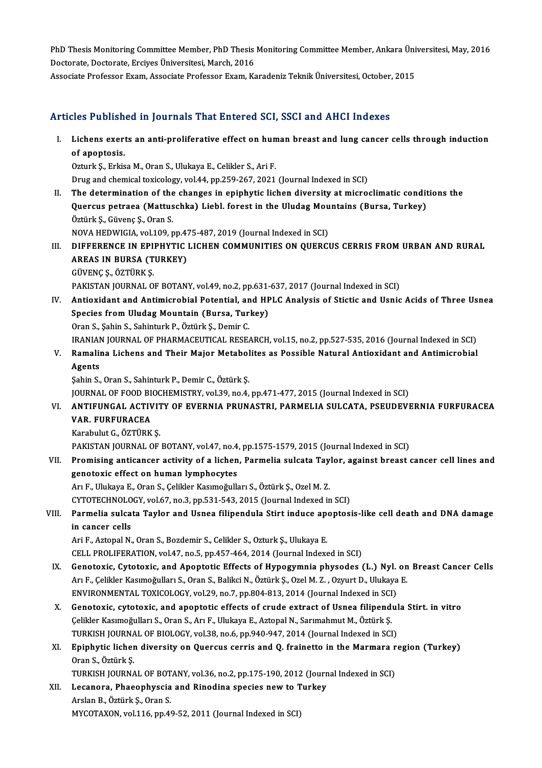PhD Thesis Monitoring Committee Member, PhD Thesis Monitoring Committee Member, Ankara Üniversitesi, May, 2016
Doctorate, Doctorate, Erciyes Üniversitesi, March, 2016
Associate Professor Exam, Associate Professor Exam, Karadeniz Teknik Üniversitesi, October, 2015

## Articles Published in Journals That Entered SCI, SSCI and AHCI Indexes

I. **Lichens exerts an anti-proliferative effect on human breast and lung cancer cells through induction of apoptosis.**
Ozturk Ş., Erkisa M., Oran S., Ulukaya E., Celikler S., Ari F.
Drug and chemical toxicology, vol.44, pp.259-267, 2021 (Journal Indexed in SCI)

II. **The determination of the changes in epiphytic lichen diversity at microclimatic conditions the Quercus petraea (Mattuschka) Liebl. forest in the Uludag Mountains (Bursa, Turkey)**
Öztürk Ş., Güvenç Ş., Oran S.
NOVA HEDWIGIA, vol.109, pp.475-487, 2019 (Journal Indexed in SCI)

III. **DIFFERENCE IN EPIPHYTIC LICHEN COMMUNITIES ON QUERCUS CERRIS FROM URBAN AND RURAL AREAS IN BURSA (TURKEY)**
GÜVENÇ Ş., ÖZTÜRK Ş.
PAKISTAN JOURNAL OF BOTANY, vol.49, no.2, pp.631-637, 2017 (Journal Indexed in SCI)

IV. **Antioxidant and Antimicrobial Potential, and HPLC Analysis of Stictic and Usnic Acids of Three Usnea Species from Uludag Mountain (Bursa, Turkey)**
Oran S., Şahin S., Sahinturk P., Öztürk Ş., Demir C.
IRANIAN JOURNAL OF PHARMACEUTICAL RESEARCH, vol.15, no.2, pp.527-535, 2016 (Journal Indexed in SCI)

V. **Ramalina Lichens and Their Major Metabolites as Possible Natural Antioxidant and Antimicrobial Agents**
Şahin S., Oran S., Sahinturk P., Demir C., Öztürk Ş.
JOURNAL OF FOOD BIOCHEMISTRY, vol.39, no.4, pp.471-477, 2015 (Journal Indexed in SCI)

VI. **ANTIFUNGAL ACTIVITY OF EVERNIA PRUNASTRI, PARMELIA SULCATA, PSEUDEVERNIA FURFURACEA VAR. FURFURACEA**
Karabulut G., ÖZTÜRK Ş.
PAKISTAN JOURNAL OF BOTANY, vol.47, no.4, pp.1575-1579, 2015 (Journal Indexed in SCI)

VII. **Promising anticancer activity of a lichen, Parmelia sulcata Taylor, against breast cancer cell lines and genotoxic effect on human lymphocytes**
Arı F., Ulukaya E., Oran S., Çelikler Kasımoğulları S., Öztürk Ş., Ozel M. Z.
CYTOTECHNOLOGY, vol.67, no.3, pp.531-543, 2015 (Journal Indexed in SCI)

VIII. **Parmelia sulcata Taylor and Usnea filipendula Stirt induce apoptosis-like cell death and DNA damage in cancer cells**
Ari F., Aztopal N., Oran S., Bozdemir S., Celikler S., Ozturk Ş., Ulukaya E.
CELL PROLIFERATION, vol.47, no.5, pp.457-464, 2014 (Journal Indexed in SCI)

IX. **Genotoxic, Cytotoxic, and Apoptotic Effects of Hypogymnia physodes (L.) Nyl. on Breast Cancer Cells**
Arı F., Çelikler Kasımoğulları S., Oran S., Balikci N., Öztürk Ş., Ozel M. Z. , Ozyurt D., Ulukaya E.
ENVIRONMENTAL TOXICOLOGY, vol.29, no.7, pp.804-813, 2014 (Journal Indexed in SCI)

X. **Genotoxic, cytotoxic, and apoptotic effects of crude extract of Usnea filipendula Stirt. in vitro**
Çelikler Kasımoğulları S., Oran S., Arı F., Ulukaya E., Aztopal N., Sarımahmut M., Öztürk Ş.
TURKISH JOURNAL OF BIOLOGY, vol.38, no.6, pp.940-947, 2014 (Journal Indexed in SCI)

XI. **Epiphytic lichen diversity on Quercus cerris and Q. frainetto in the Marmara region (Turkey)**
Oran S., Öztürk Ş.
TURKISH JOURNAL OF BOTANY, vol.36, no.2, pp.175-190, 2012 (Journal Indexed in SCI)

XII. **Lecanora, Phaeophyscia and Rinodina species new to Turkey**
Arslan B., Öztürk Ş., Oran S.
MYCOTAXON, vol.116, pp.49-52, 2011 (Journal Indexed in SCI)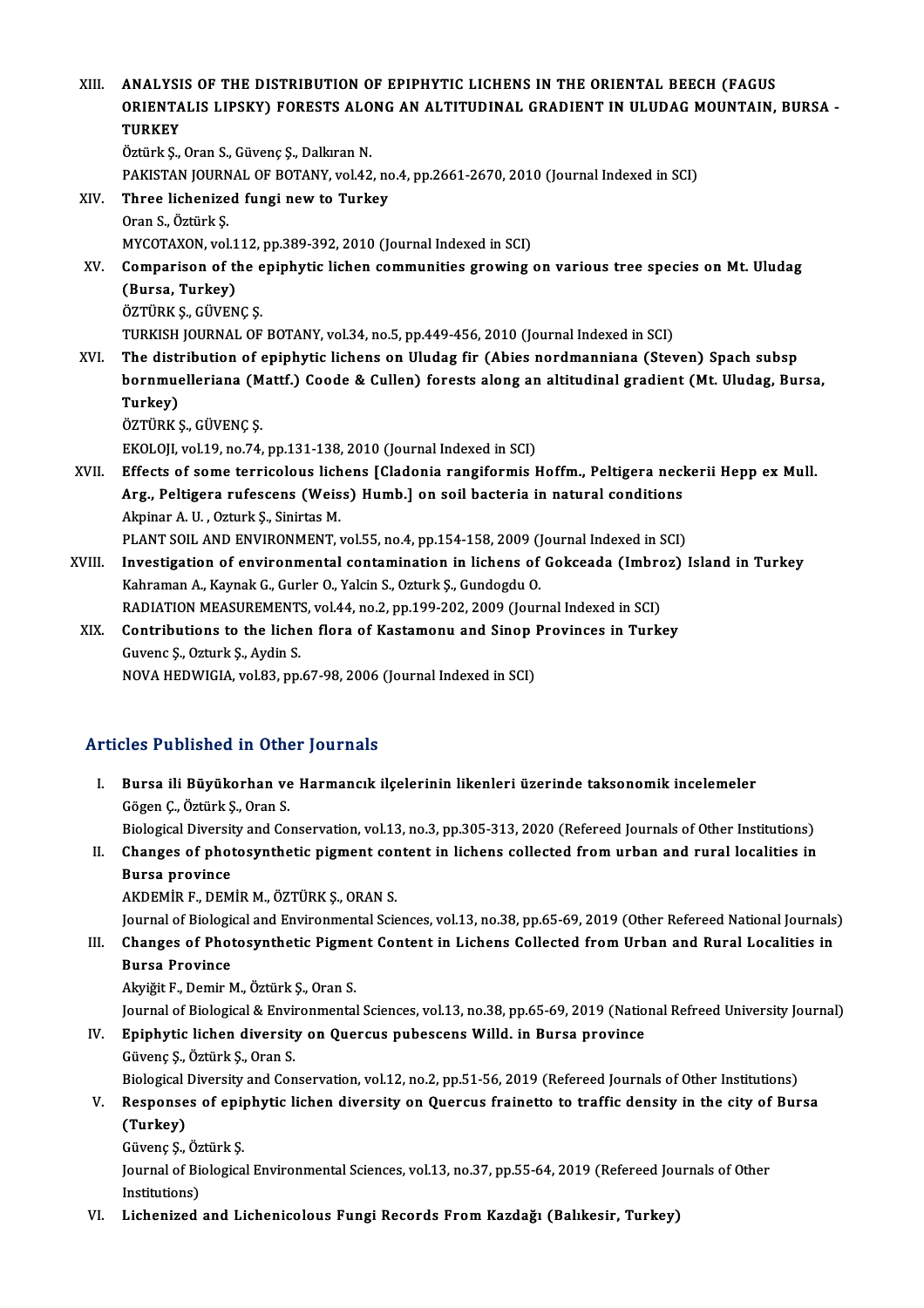XIII. **ANALYSIS OF THE DISTRIBUTION OF EPIPHYTIC LICHENS IN THE ORIENTAL BEECH (FAGUS ORIENTALIS LIPSKY) FORESTS ALONG AN ALTITUDINAL GRADIENT IN ULUDAG MOUNTAIN, BURSA - TURKEY**
Öztürk Ş., Oran S., Güvenç Ş., Dalkıran N.
PAKISTAN JOURNAL OF BOTANY, vol.42, no.4, pp.2661-2670, 2010 (Journal Indexed in SCI)

XIV. **Three lichenized fungi new to Turkey**
Oran S., Öztürk Ş.
MYCOTAXON, vol.112, pp.389-392, 2010 (Journal Indexed in SCI)

XV. **Comparison of the epiphytic lichen communities growing on various tree species on Mt. Uludag (Bursa, Turkey)**
ÖZTÜRK Ş., GÜVENÇ Ş.
TURKISH JOURNAL OF BOTANY, vol.34, no.5, pp.449-456, 2010 (Journal Indexed in SCI)

XVI. **The distribution of epiphytic lichens on Uludag fir (Abies nordmanniana (Steven) Spach subsp bornmuelleriana (Mattf.) Coode & Cullen) forests along an altitudinal gradient (Mt. Uludag, Bursa, Turkey)**
ÖZTÜRK Ş., GÜVENÇ Ş.
EKOLOJI, vol.19, no.74, pp.131-138, 2010 (Journal Indexed in SCI)

XVII. **Effects of some terricolous lichens [Cladonia rangiformis Hoffm., Peltigera neckerii Hepp ex Mull. Arg., Peltigera rufescens (Weiss) Humb.] on soil bacteria in natural conditions**
Akpinar A. U. , Ozturk Ş., Sinirtas M.
PLANT SOIL AND ENVIRONMENT, vol.55, no.4, pp.154-158, 2009 (Journal Indexed in SCI)

XVIII. **Investigation of environmental contamination in lichens of Gokceada (Imbroz) Island in Turkey**
Kahraman A., Kaynak G., Gurler O., Yalcin S., Ozturk Ş., Gundogdu O.
RADIATION MEASUREMENTS, vol.44, no.2, pp.199-202, 2009 (Journal Indexed in SCI)

XIX. **Contributions to the lichen flora of Kastamonu and Sinop Provinces in Turkey**
Guvenc Ş., Ozturk Ş., Aydin S.
NOVA HEDWIGIA, vol.83, pp.67-98, 2006 (Journal Indexed in SCI)

## Articles Published in Other Journals

I. **Bursa ili Büyükorhan ve Harmancık ilçelerinin likenleri üzerinde taksonomik incelemeler**
Gögen Ç., Öztürk Ş., Oran S.
Biological Diversity and Conservation, vol.13, no.3, pp.305-313, 2020 (Refereed Journals of Other Institutions)

II. **Changes of photosynthetic pigment content in lichens collected from urban and rural localities in Bursa province**
AKDEMİR F., DEMİR M., ÖZTÜRK Ş., ORAN S.
Journal of Biological and Environmental Sciences, vol.13, no.38, pp.65-69, 2019 (Other Refereed National Journals)

III. **Changes of Photosynthetic Pigment Content in Lichens Collected from Urban and Rural Localities in Bursa Province**
Akyiğit F., Demir M., Öztürk Ş., Oran S.
Journal of Biological & Environmental Sciences, vol.13, no.38, pp.65-69, 2019 (National Refreed University Journal)

IV. **Epiphytic lichen diversity on Quercus pubescens Willd. in Bursa province**
Güvenç Ş., Öztürk Ş., Oran S.
Biological Diversity and Conservation, vol.12, no.2, pp.51-56, 2019 (Refereed Journals of Other Institutions)

V. **Responses of epiphytic lichen diversity on Quercus frainetto to traffic density in the city of Bursa (Turkey)**
Güvenç Ş., Öztürk Ş.
Journal of Biological Environmental Sciences, vol.13, no.37, pp.55-64, 2019 (Refereed Journals of Other Institutions)

VI. **Lichenized and Lichenicolous Fungi Records From Kazdağı (Balıkesir, Turkey)**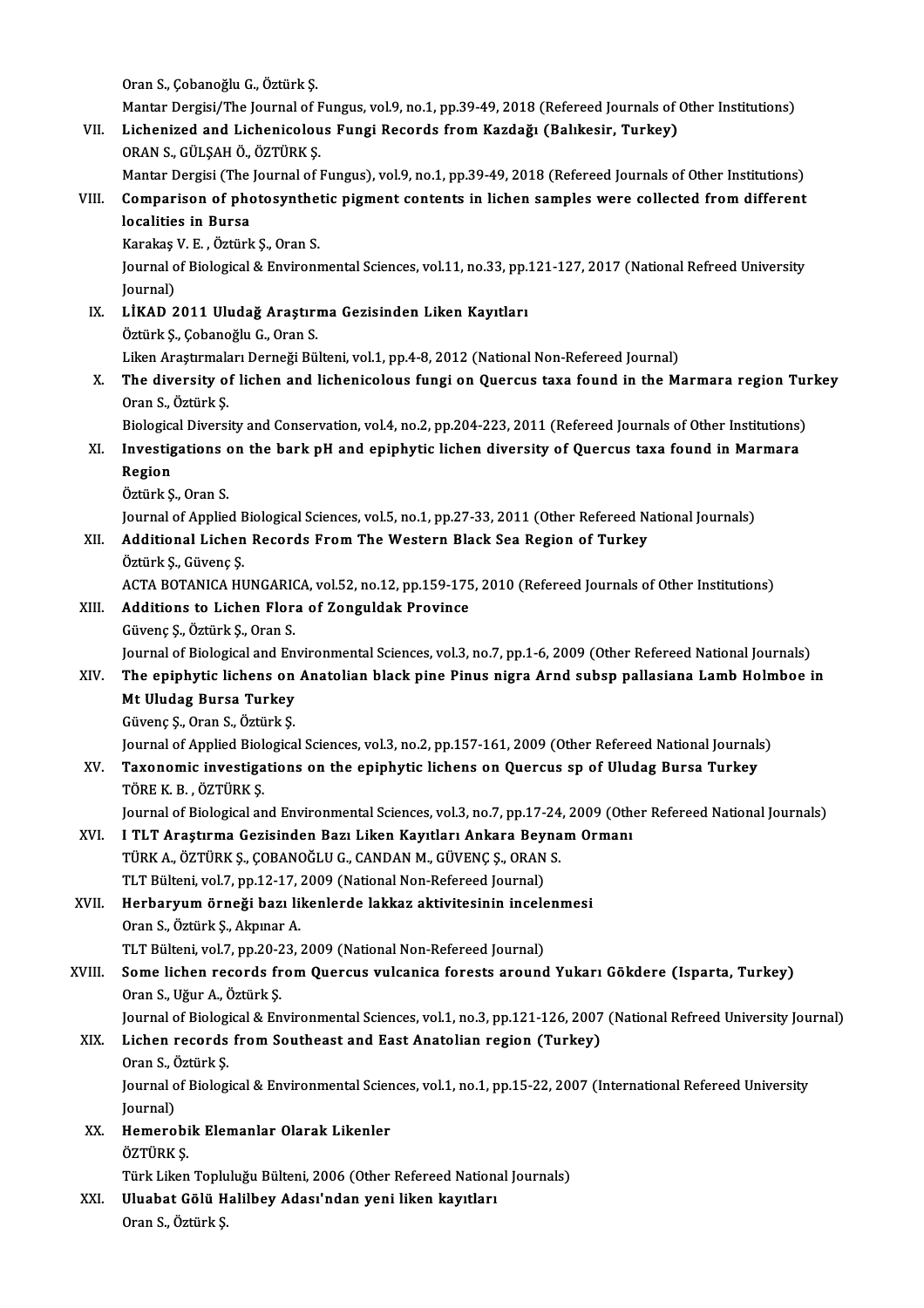Oran S., Çobanoğlu G., Öztürk Ş.
Mantar Dergisi/The Journal of Fungus, vol.9, no.1, pp.39-49, 2018 (Refereed Journals of Other Institutions)

VII. **Lichenized and Lichenicolous Fungi Records from Kazdağı (Balıkesir, Turkey)**
ORAN S., GÜLŞAH Ö., ÖZTÜRK Ş.
Mantar Dergisi (The Journal of Fungus), vol.9, no.1, pp.39-49, 2018 (Refereed Journals of Other Institutions)

VIII. **Comparison of photosynthetic pigment contents in lichen samples were collected from different localities in Bursa**
Karakaş V. E. , Öztürk Ş., Oran S.
Journal of Biological & Environmental Sciences, vol.11, no.33, pp.121-127, 2017 (National Refreed University Journal)

IX. **LİKAD 2011 Uludağ Araştırma Gezisinden Liken Kayıtları**
Öztürk Ş., Çobanoğlu G., Oran S.
Liken Araştırmaları Derneği Bülteni, vol.1, pp.4-8, 2012 (National Non-Refereed Journal)

X. **The diversity of lichen and lichenicolous fungi on Quercus taxa found in the Marmara region Turkey**
Oran S., Öztürk Ş.
Biological Diversity and Conservation, vol.4, no.2, pp.204-223, 2011 (Refereed Journals of Other Institutions)

XI. **Investigations on the bark pH and epiphytic lichen diversity of Quercus taxa found in Marmara Region**
Öztürk Ş., Oran S.
Journal of Applied Biological Sciences, vol.5, no.1, pp.27-33, 2011 (Other Refereed National Journals)

XII. **Additional Lichen Records From The Western Black Sea Region of Turkey**
Öztürk Ş., Güvenç Ş.
ACTA BOTANICA HUNGARICA, vol.52, no.12, pp.159-175, 2010 (Refereed Journals of Other Institutions)

XIII. **Additions to Lichen Flora of Zonguldak Province**
Güvenç Ş., Öztürk Ş., Oran S.
Journal of Biological and Environmental Sciences, vol.3, no.7, pp.1-6, 2009 (Other Refereed National Journals)

XIV. **The epiphytic lichens on Anatolian black pine Pinus nigra Arnd subsp pallasiana Lamb Holmboe in Mt Uludag Bursa Turkey**
Güvenç Ş., Oran S., Öztürk Ş.
Journal of Applied Biological Sciences, vol.3, no.2, pp.157-161, 2009 (Other Refereed National Journals)

XV. **Taxonomic investigations on the epiphytic lichens on Quercus sp of Uludag Bursa Turkey**
TÖRE K. B. , ÖZTÜRK Ş.
Journal of Biological and Environmental Sciences, vol.3, no.7, pp.17-24, 2009 (Other Refereed National Journals)

XVI. **I TLT Araştırma Gezisinden Bazı Liken Kayıtları Ankara Beynam Ormanı**
TÜRK A., ÖZTÜRK Ş., ÇOBANOĞLU G., CANDAN M., GÜVENÇ Ş., ORAN S.
TLT Bülteni, vol.7, pp.12-17, 2009 (National Non-Refereed Journal)

XVII. **Herbaryum örneği bazı likenlerde lakkaz aktivitesinin incelenmesi**
Oran S., Öztürk Ş., Akpınar A.
TLT Bülteni, vol.7, pp.20-23, 2009 (National Non-Refereed Journal)

XVIII. **Some lichen records from Quercus vulcanica forests around Yukarı Gökdere (Isparta, Turkey)**
Oran S., Uğur A., Öztürk Ş.
Journal of Biological & Environmental Sciences, vol.1, no.3, pp.121-126, 2007 (National Refreed University Journal)

XIX. **Lichen records from Southeast and East Anatolian region (Turkey)**
Oran S., Öztürk Ş.
Journal of Biological & Environmental Sciences, vol.1, no.1, pp.15-22, 2007 (International Refereed University Journal)

XX. **Hemerobik Elemanlar Olarak Likenler**
ÖZTÜRK Ş.
Türk Liken Topluluğu Bülteni, 2006 (Other Refereed National Journals)

XXI. **Uluabat Gölü Halilbey Adası'ndan yeni liken kayıtları**
Oran S., Öztürk Ş.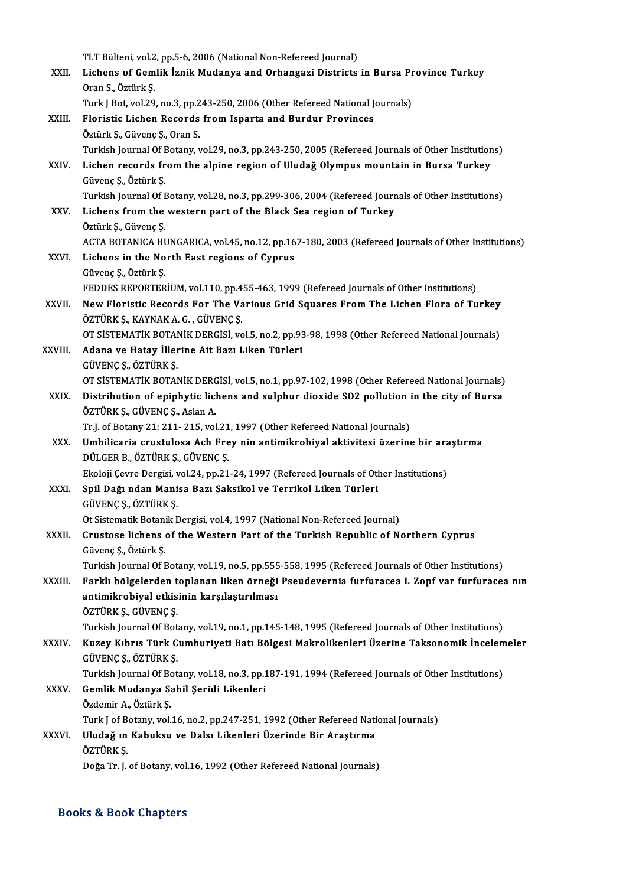TLT Bülteni, vol.2, pp.5-6, 2006 (National Non-Refereed Journal)

XXII. **Lichens of Gemlik İznik Mudanya and Orhangazi Districts in Bursa Province Turkey**
Oran S., Öztürk Ş.
Turk J Bot, vol.29, no.3, pp.243-250, 2006 (Other Refereed National Journals)

XXIII. **Floristic Lichen Records from Isparta and Burdur Provinces**
Öztürk Ş., Güvenç Ş., Oran S.
Turkish Journal Of Botany, vol.29, no.3, pp.243-250, 2005 (Refereed Journals of Other Institutions)

XXIV. **Lichen records from the alpine region of Uludağ Olympus mountain in Bursa Turkey**
Güvenç Ş., Öztürk Ş.
Turkish Journal Of Botany, vol.28, no.3, pp.299-306, 2004 (Refereed Journals of Other Institutions)

XXV. **Lichens from the western part of the Black Sea region of Turkey**
Öztürk Ş., Güvenç Ş.
ACTA BOTANICA HUNGARICA, vol.45, no.12, pp.167-180, 2003 (Refereed Journals of Other Institutions)

XXVI. **Lichens in the North East regions of Cyprus**
Güvenç Ş., Öztürk Ş.
FEDDES REPORTERİUM, vol.110, pp.455-463, 1999 (Refereed Journals of Other Institutions)

XXVII. **New Floristic Records For The Various Grid Squares From The Lichen Flora of Turkey**
ÖZTÜRK Ş., KAYNAK A. G. , GÜVENÇ Ş.
OT SİSTEMATİK BOTANİK DERGİSİ, vol.5, no.2, pp.93-98, 1998 (Other Refereed National Journals)

XXVIII. **Adana ve Hatay İllerine Ait Bazı Liken Türleri**
GÜVENÇ Ş., ÖZTÜRK Ş.
OT SİSTEMATİK BOTANİK DERGİSİ, vol.5, no.1, pp.97-102, 1998 (Other Refereed National Journals)

XXIX. **Distribution of epiphytic lichens and sulphur dioxide SO2 pollution in the city of Bursa**
ÖZTÜRK Ş., GÜVENÇ Ş., Aslan A.
Tr.J. of Botany 21: 211- 215, vol.21, 1997 (Other Refereed National Journals)

XXX. **Umbilicaria crustulosa Ach Frey nin antimikrobiyal aktivitesi üzerine bir araştırma**
DÜLGER B., ÖZTÜRK Ş., GÜVENÇ Ş.
Ekoloji Çevre Dergisi, vol.24, pp.21-24, 1997 (Refereed Journals of Other Institutions)

XXXI. **Spil Dağı ndan Manisa Bazı Saksikol ve Terrikol Liken Türleri**
GÜVENÇ Ş., ÖZTÜRK Ş.
Ot Sistematik Botanik Dergisi, vol.4, 1997 (National Non-Refereed Journal)

XXXII. **Crustose lichens of the Western Part of the Turkish Republic of Northern Cyprus**
Güvenç Ş., Öztürk Ş.
Turkish Journal Of Botany, vol.19, no.5, pp.555-558, 1995 (Refereed Journals of Other Institutions)

XXXIII. **Farklı bölgelerden toplanan liken örneği Pseudevernia furfuracea L Zopf var furfuracea nın antimikrobiyal etkisinin karşılaştırılması**
ÖZTÜRK Ş., GÜVENÇ Ş.
Turkish Journal Of Botany, vol.19, no.1, pp.145-148, 1995 (Refereed Journals of Other Institutions)

XXXIV. **Kuzey Kıbrıs Türk Cumhuriyeti Batı Bölgesi Makrolikenleri Üzerine Taksonomik İncelemeler**
GÜVENÇ Ş., ÖZTÜRK Ş.
Turkish Journal Of Botany, vol.18, no.3, pp.187-191, 1994 (Refereed Journals of Other Institutions)

XXXV. **Gemlik Mudanya Sahil Şeridi Likenleri**
Özdemir A., Öztürk Ş.
Turk J of Botany, vol.16, no.2, pp.247-251, 1992 (Other Refereed National Journals)

XXXVI. **Uludağ ın Kabuksu ve Dalsı Likenleri Üzerinde Bir Araştırma**
ÖZTÜRK Ş.
Doğa Tr. J. of Botany, vol.16, 1992 (Other Refereed National Journals)

## Books & Book Chapters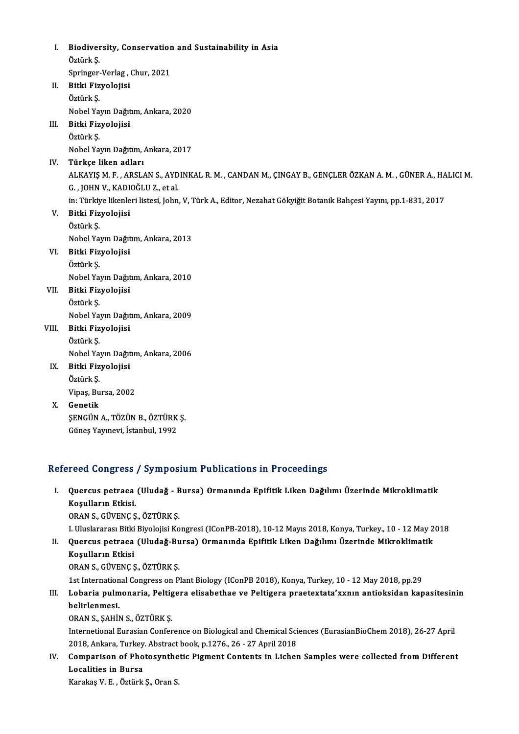I. **Biodiversity, Conservation and Sustainability in Asia**
   Öztürk Ş.
   Springer-Verlag , Chur, 2021
II. **Bitki Fizyolojisi**
   Öztürk Ş.
   Nobel Yayın Dağıtım, Ankara, 2020
III. **Bitki Fizyolojisi**
   Öztürk Ş.
   Nobel Yayın Dağıtım, Ankara, 2017
IV. **Türkçe liken adları**
   ALKAYIŞ M. F. , ARSLAN S., AYDINKAL R. M. , CANDAN M., ÇINGAY B., GENÇLER ÖZKAN A. M. , GÜNER A., HALICI M. G. , JOHN V., KADIOĞLU Z., et al.
   in: Türkiye likenleri listesi, John, V, Türk A., Editor, Nezahat Gökyiğit Botanik Bahçesi Yayını, pp.1-831, 2017
V. **Bitki Fizyolojisi**
   Öztürk Ş.
   Nobel Yayın Dağıtım, Ankara, 2013
VI. **Bitki Fizyolojisi**
   Öztürk Ş.
   Nobel Yayın Dağıtım, Ankara, 2010
VII. **Bitki Fizyolojisi**
   Öztürk Ş.
   Nobel Yayın Dağıtım, Ankara, 2009
VIII. **Bitki Fizyolojisi**
   Öztürk Ş.
   Nobel Yayın Dağıtım, Ankara, 2006
IX. **Bitki Fizyolojisi**
   Öztürk Ş.
   Vipaş, Bursa, 2002
X. **Genetik**
   ŞENGÜN A., TÖZÜN B., ÖZTÜRK Ş.
   Güneş Yayınevi, İstanbul, 1992

## Refereed Congress / Symposium Publications in Proceedings

I. **Quercus petraea (Uludağ - Bursa) Ormanında Epifitik Liken Dağılımı Üzerinde Mikroklimatik Koşulların Etkisi.**
   ORAN S., GÜVENÇ Ş., ÖZTÜRK Ş.
   I. Uluslararası Bitki Biyolojisi Kongresi (IConPB-2018), 10-12 Mayıs 2018, Konya, Turkey., 10 - 12 May 2018
II. **Quercus petraea (Uludağ-Bursa) Ormanında Epifitik Liken Dağılımı Üzerinde Mikroklimatik Koşulların Etkisi**
   ORAN S., GÜVENÇ Ş., ÖZTÜRK Ş.
   1st International Congress on Plant Biology (IConPB 2018), Konya, Turkey, 10 - 12 May 2018, pp.29
III. **Lobaria pulmonaria, Peltigera elisabethae ve Peltigera praetextata'xxnın antioksidan kapasitesinin belirlenmesi.**
   ORAN S., ŞAHİN S., ÖZTÜRK Ş.
   Internetional Eurasian Conference on Biological and Chemical Sciences (EurasianBioChem 2018), 26-27 April 2018, Ankara, Turkey. Abstract book, p.1276., 26 - 27 April 2018
IV. **Comparison of Photosynthetic Pigment Contents in Lichen Samples were collected from Different Localities in Bursa**
   Karakaş V. E. , Öztürk Ş., Oran S.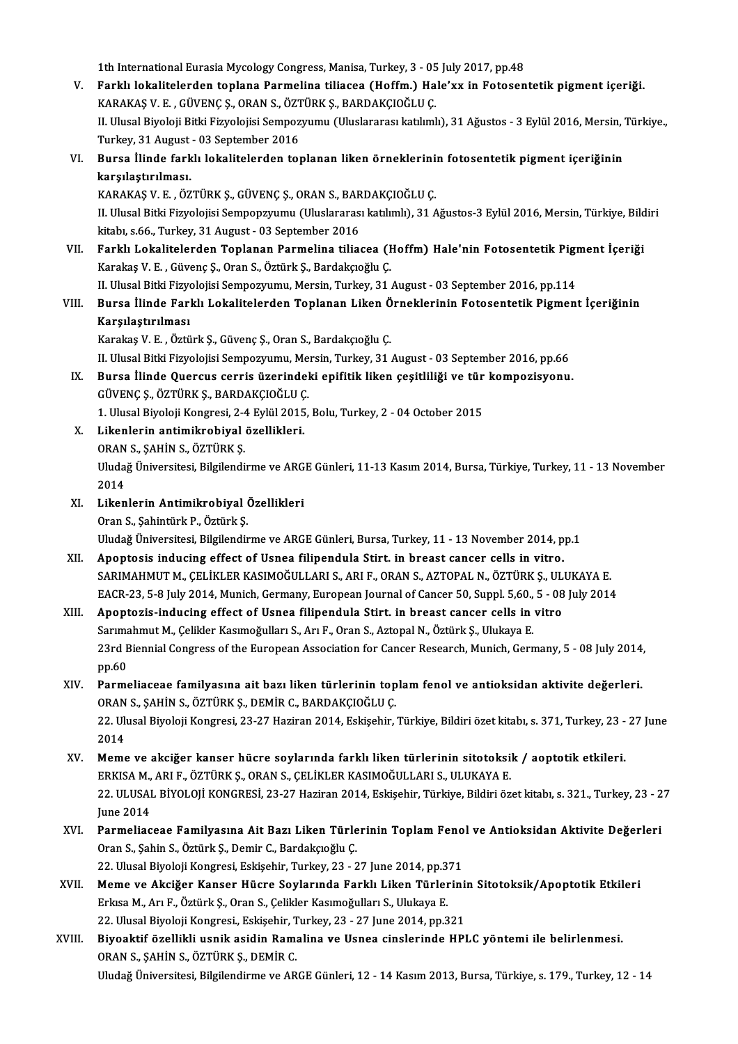1th International Eurasia Mycology Congress, Manisa, Turkey, 3 - 05 July 2017, pp.48

V. **Farklı lokalitelerden toplana Parmelina tiliacea (Hoffm.) Hale'xx in Fotosentetik pigment içeriği.**
KARAKAŞ V. E. , GÜVENÇ Ş., ORAN S., ÖZTÜRK Ş., BARDAKÇIOĞLU Ç.
II. Ulusal Biyoloji Bitki Fizyolojisi Sempozyumu (Uluslararası katılımlı), 31 Ağustos - 3 Eylül 2016, Mersin, Türkiye., Turkey, 31 August - 03 September 2016

VI. **Bursa İlinde farklı lokalitelerden toplanan liken örneklerinin fotosentetik pigment içeriğinin karşılaştırılması.**
KARAKAŞ V. E. , ÖZTÜRK Ş., GÜVENÇ Ş., ORAN S., BARDAKÇIOĞLU Ç.
II. Ulusal Bitki Fizyolojisi Sempopzyumu (Uluslararası katılımlı), 31 Ağustos-3 Eylül 2016, Mersin, Türkiye, Bildiri kitabı, s.66., Turkey, 31 August - 03 September 2016

VII. **Farklı Lokalitelerden Toplanan Parmelina tiliacea (Hoffm) Hale'nin Fotosentetik Pigment İçeriği**
Karakaş V. E. , Güvenç Ş., Oran S., Öztürk Ş., Bardakçıoğlu Ç.
II. Ulusal Bitki Fizyolojisi Sempozyumu, Mersin, Turkey, 31 August - 03 September 2016, pp.114

VIII. **Bursa İlinde Farklı Lokalitelerden Toplanan Liken Örneklerinin Fotosentetik Pigment İçeriğinin Karşılaştırılması**
Karakaş V. E. , Öztürk Ş., Güvenç Ş., Oran S., Bardakçıoğlu Ç.
II. Ulusal Bitki Fizyolojisi Sempozyumu, Mersin, Turkey, 31 August - 03 September 2016, pp.66

IX. **Bursa İlinde Quercus cerris üzerindeki epifitik liken çeşitliliği ve tür kompozisyonu.**
GÜVENÇ Ş., ÖZTÜRK Ş., BARDAKÇIOĞLU Ç.
1. Ulusal Biyoloji Kongresi, 2-4 Eylül 2015, Bolu, Turkey, 2 - 04 October 2015

X. **Likenlerin antimikrobiyal özellikleri.**
ORAN S., ŞAHİN S., ÖZTÜRK Ş.
Uludağ Üniversitesi, Bilgilendirme ve ARGE Günleri, 11-13 Kasım 2014, Bursa, Türkiye, Turkey, 11 - 13 November 2014

XI. **Likenlerin Antimikrobiyal Özellikleri**
Oran S., Şahintürk P., Öztürk Ş.
Uludağ Üniversitesi, Bilgilendirme ve ARGE Günleri, Bursa, Turkey, 11 - 13 November 2014, pp.1

XII. **Apoptosis inducing effect of Usnea filipendula Stirt. in breast cancer cells in vitro.**
SARIMAHMUT M., ÇELİKLER KASIMOĞULLARI S., ARI F., ORAN S., AZTOPAL N., ÖZTÜRK Ş., ULUKAYA E.
EACR-23, 5-8 July 2014, Munich, Germany, European Journal of Cancer 50, Suppl. 5,60., 5 - 08 July 2014

XIII. **Apoptozis-inducing effect of Usnea filipendula Stirt. in breast cancer cells in vitro**
Sarımahmut M., Çelikler Kasımoğulları S., Arı F., Oran S., Aztopal N., Öztürk Ş., Ulukaya E.
23rd Biennial Congress of the European Association for Cancer Research, Munich, Germany, 5 - 08 July 2014, pp.60

XIV. **Parmeliaceae familyasına ait bazı liken türlerinin toplam fenol ve antioksidan aktivite değerleri.**
ORAN S., ŞAHİN S., ÖZTÜRK Ş., DEMİR C., BARDAKÇIOĞLU Ç.
22. Ulusal Biyoloji Kongresi, 23-27 Haziran 2014, Eskişehir, Türkiye, Bildiri özet kitabı, s. 371, Turkey, 23 - 27 June 2014

XV. **Meme ve akciğer kanser hücre soylarında farklı liken türlerinin sitotoksik / aoptotik etkileri.**
ERKISA M., ARI F., ÖZTÜRK Ş., ORAN S., ÇELİKLER KASIMOĞULLARI S., ULUKAYA E.
22. ULUSAL BİYOLOJİ KONGRESİ, 23-27 Haziran 2014, Eskişehir, Türkiye, Bildiri özet kitabı, s. 321., Turkey, 23 - 27 June 2014

XVI. **Parmeliaceae Familyasına Ait Bazı Liken Türlerinin Toplam Fenol ve Antioksidan Aktivite Değerleri**
Oran S., Şahin S., Öztürk Ş., Demir C., Bardakçıoğlu Ç.
22. Ulusal Biyoloji Kongresi, Eskişehir, Turkey, 23 - 27 June 2014, pp.371

XVII. **Meme ve Akciğer Kanser Hücre Soylarında Farklı Liken Türlerinin Sitotoksik/Apoptotik Etkileri**
Erkısa M., Arı F., Öztürk Ş., Oran S., Çelikler Kasımoğulları S., Ulukaya E.
22. Ulusal Biyoloji Kongresi., Eskişehir, Turkey, 23 - 27 June 2014, pp.321

XVIII. **Biyoaktif özellikli usnik asidin Ramalina ve Usnea cinslerinde HPLC yöntemi ile belirlenmesi.**
ORAN S., ŞAHİN S., ÖZTÜRK Ş., DEMİR C.
Uludağ Üniversitesi, Bilgilendirme ve ARGE Günleri, 12 - 14 Kasım 2013, Bursa, Türkiye, s. 179., Turkey, 12 - 14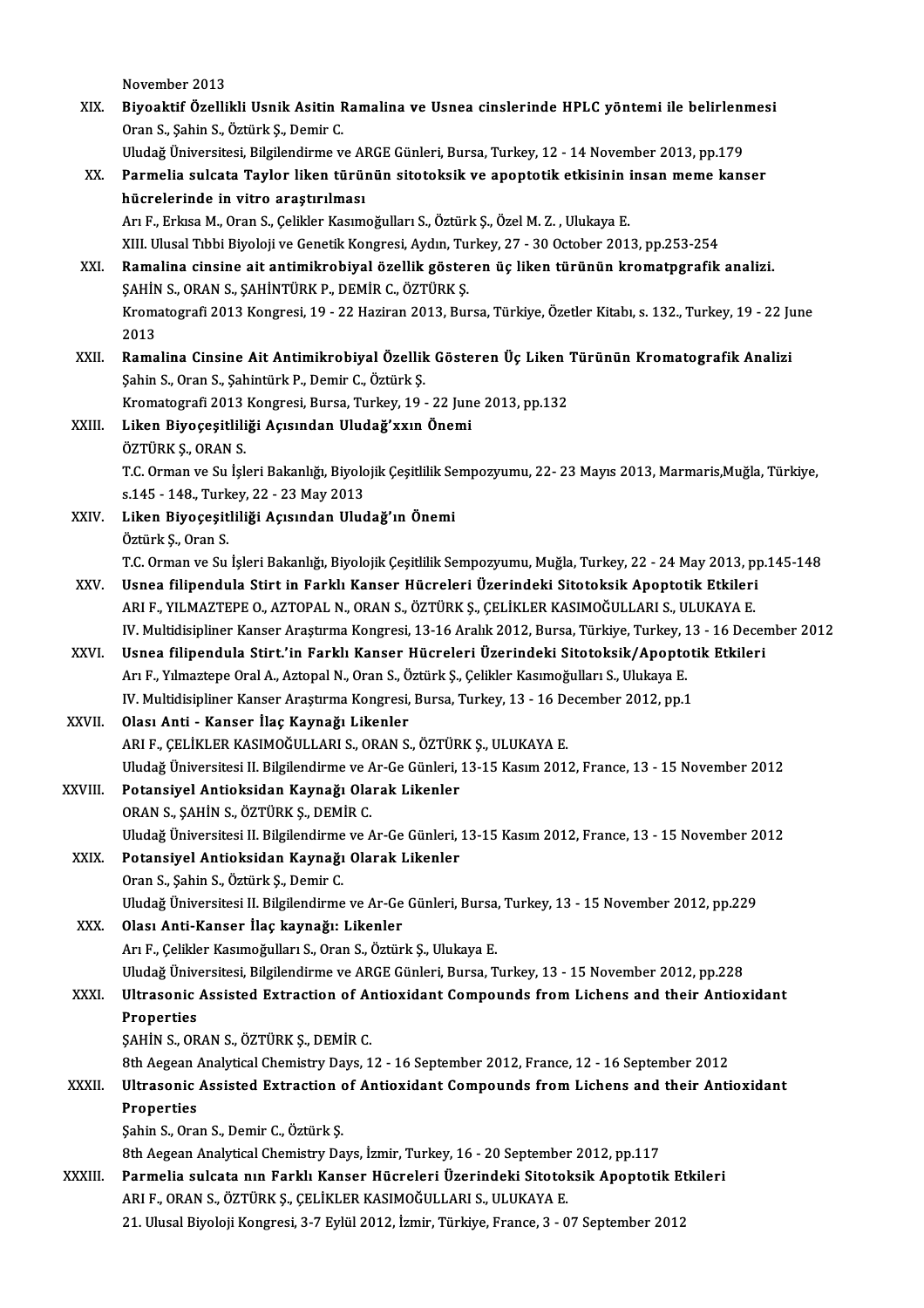November 2013

XIX. **Biyoaktif Özellikli Usnik Asitin Ramalina ve Usnea cinslerinde HPLC yöntemi ile belirlenmesi**
Oran S., Şahin S., Öztürk Ş., Demir C.
Uludağ Üniversitesi, Bilgilendirme ve ARGE Günleri, Bursa, Turkey, 12 - 14 November 2013, pp.179

XX. **Parmelia sulcata Taylor liken türünün sitotoksik ve apoptotik etkisinin insan meme kanser hücrelerinde in vitro araştırılması**
Arı F., Erkısa M., Oran S., Çelikler Kasımoğulları S., Öztürk Ş., Özel M. Z. , Ulukaya E.
XIII. Ulusal Tıbbi Biyoloji ve Genetik Kongresi, Aydın, Turkey, 27 - 30 October 2013, pp.253-254

XXI. **Ramalina cinsine ait antimikrobiyal özellik gösteren üç liken türünün kromatpgrafik analizi.**
ŞAHİN S., ORAN S., ŞAHİNTÜRK P., DEMİR C., ÖZTÜRK Ş.
Kromatografi 2013 Kongresi, 19 - 22 Haziran 2013, Bursa, Türkiye, Özetler Kitabı, s. 132., Turkey, 19 - 22 June 2013

XXII. **Ramalina Cinsine Ait Antimikrobiyal Özellik Gösteren Üç Liken Türünün Kromatografik Analizi**
Şahin S., Oran S., Şahintürk P., Demir C., Öztürk Ş.
Kromatografi 2013 Kongresi, Bursa, Turkey, 19 - 22 June 2013, pp.132

XXIII. **Liken Biyoçeşitliliği Açısından Uludağ'xxın Önemi**
ÖZTÜRK Ş., ORAN S.
T.C. Orman ve Su İşleri Bakanlığı, Biyolojik Çeşitlilik Sempozyumu, 22- 23 Mayıs 2013, Marmaris,Muğla, Türkiye, s.145 - 148., Turkey, 22 - 23 May 2013

XXIV. **Liken Biyoçeşitliliği Açısından Uludağ'ın Önemi**
Öztürk Ş., Oran S.
T.C. Orman ve Su İşleri Bakanlığı, Biyolojik Çeşitlilik Sempozyumu, Muğla, Turkey, 22 - 24 May 2013, pp.145-148

XXV. **Usnea filipendula Stirt in Farklı Kanser Hücreleri Üzerindeki Sitotoksik Apoptotik Etkileri**
ARI F., YILMAZTEPE O., AZTOPAL N., ORAN S., ÖZTÜRK Ş., ÇELİKLER KASIMOĞULLARI S., ULUKAYA E.
IV. Multidisipliner Kanser Araştırma Kongresi, 13-16 Aralık 2012, Bursa, Türkiye, Turkey, 13 - 16 December 2012

XXVI. **Usnea filipendula Stirt.'in Farklı Kanser Hücreleri Üzerindeki Sitotoksik/Apoptotik Etkileri**
Arı F., Yılmaztepe Oral A., Aztopal N., Oran S., Öztürk Ş., Çelikler Kasımoğulları S., Ulukaya E.
IV. Multidisipliner Kanser Araştırma Kongresi, Bursa, Turkey, 13 - 16 December 2012, pp.1

XXVII. **Olası Anti - Kanser İlaç Kaynağı Likenler**
ARI F., ÇELİKLER KASIMOĞULLARI S., ORAN S., ÖZTÜRK Ş., ULUKAYA E.
Uludağ Üniversitesi II. Bilgilendirme ve Ar-Ge Günleri, 13-15 Kasım 2012, France, 13 - 15 November 2012

XXVIII. **Potansiyel Antioksidan Kaynağı Olarak Likenler**
ORAN S., ŞAHİN S., ÖZTÜRK Ş., DEMİR C.
Uludağ Üniversitesi II. Bilgilendirme ve Ar-Ge Günleri, 13-15 Kasım 2012, France, 13 - 15 November 2012

XXIX. **Potansiyel Antioksidan Kaynağı Olarak Likenler**
Oran S., Şahin S., Öztürk Ş., Demir C.
Uludağ Üniversitesi II. Bilgilendirme ve Ar-Ge Günleri, Bursa, Turkey, 13 - 15 November 2012, pp.229

XXX. **Olası Anti-Kanser İlaç kaynağı: Likenler**
Arı F., Çelikler Kasımoğulları S., Oran S., Öztürk Ş., Ulukaya E.
Uludağ Üniversitesi, Bilgilendirme ve ARGE Günleri, Bursa, Turkey, 13 - 15 November 2012, pp.228

XXXI. **Ultrasonic Assisted Extraction of Antioxidant Compounds from Lichens and their Antioxidant Properties**
ŞAHİN S., ORAN S., ÖZTÜRK Ş., DEMİR C.
8th Aegean Analytical Chemistry Days, 12 - 16 September 2012, France, 12 - 16 September 2012

XXXII. **Ultrasonic Assisted Extraction of Antioxidant Compounds from Lichens and their Antioxidant Properties**
Şahin S., Oran S., Demir C., Öztürk Ş.
8th Aegean Analytical Chemistry Days, İzmir, Turkey, 16 - 20 September 2012, pp.117

XXXIII. **Parmelia sulcata nın Farklı Kanser Hücreleri Üzerindeki Sitotoksik Apoptotik Etkileri**
ARI F., ORAN S., ÖZTÜRK Ş., ÇELİKLER KASIMOĞULLARI S., ULUKAYA E.
21. Ulusal Biyoloji Kongresi, 3-7 Eylül 2012, İzmir, Türkiye, France, 3 - 07 September 2012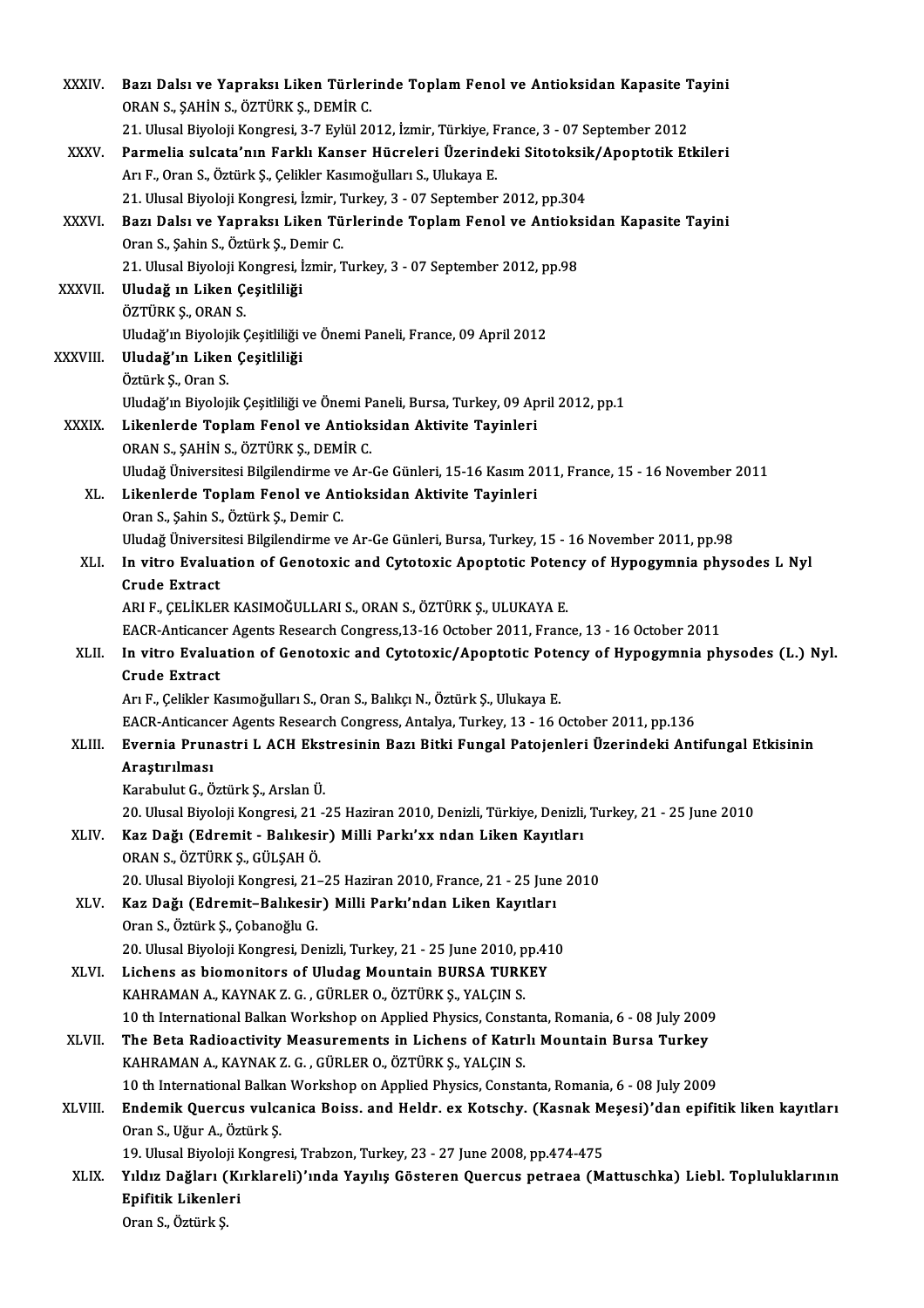XXXIV. **Bazı Dalsı ve Yapraksı Liken Türlerinde Toplam Fenol ve Antioksidan Kapasite Tayini**
ORAN S., ŞAHİN S., ÖZTÜRK Ş., DEMİR C.
21. Ulusal Biyoloji Kongresi, 3-7 Eylül 2012, İzmir, Türkiye, France, 3 - 07 September 2012

XXXV. **Parmelia sulcata'nın Farklı Kanser Hücreleri Üzerindeki Sitotoksik/Apoptotik Etkileri**
Arı F., Oran S., Öztürk Ş., Çelikler Kasımoğulları S., Ulukaya E.
21. Ulusal Biyoloji Kongresi, İzmir, Turkey, 3 - 07 September 2012, pp.304

XXXVI. **Bazı Dalsı ve Yapraksı Liken Türlerinde Toplam Fenol ve Antioksidan Kapasite Tayini**
Oran S., Şahin S., Öztürk Ş., Demir C.
21. Ulusal Biyoloji Kongresi, İzmir, Turkey, 3 - 07 September 2012, pp.98

XXXVII. **Uludağ ın Liken Çeşitliliği**
ÖZTÜRK Ş., ORAN S.
Uludağ'ın Biyolojik Çeşitliliği ve Önemi Paneli, France, 09 April 2012

XXXVIII. **Uludağ'ın Liken Çeşitliliği**
Öztürk Ş., Oran S.
Uludağ'ın Biyolojik Çeşitliliği ve Önemi Paneli, Bursa, Turkey, 09 April 2012, pp.1

XXXIX. **Likenlerde Toplam Fenol ve Antioksidan Aktivite Tayinleri**
ORAN S., ŞAHİN S., ÖZTÜRK Ş., DEMİR C.
Uludağ Üniversitesi Bilgilendirme ve Ar-Ge Günleri, 15-16 Kasım 2011, France, 15 - 16 November 2011

XL. **Likenlerde Toplam Fenol ve Antioksidan Aktivite Tayinleri**
Oran S., Şahin S., Öztürk Ş., Demir C.
Uludağ Üniversitesi Bilgilendirme ve Ar-Ge Günleri, Bursa, Turkey, 15 - 16 November 2011, pp.98

XLI. **In vitro Evaluation of Genotoxic and Cytotoxic Apoptotic Potency of Hypogymnia physodes L Nyl Crude Extract**
ARI F., ÇELİKLER KASIMOĞULLARI S., ORAN S., ÖZTÜRK Ş., ULUKAYA E.
EACR-Anticancer Agents Research Congress,13-16 October 2011, France, 13 - 16 October 2011

XLII. **In vitro Evaluation of Genotoxic and Cytotoxic/Apoptotic Potency of Hypogymnia physodes (L.) Nyl. Crude Extract**
Arı F., Çelikler Kasımoğulları S., Oran S., Balıkçı N., Öztürk Ş., Ulukaya E.
EACR-Anticancer Agents Research Congress, Antalya, Turkey, 13 - 16 October 2011, pp.136

XLIII. **Evernia Prunastri L ACH Ekstresinin Bazı Bitki Fungal Patojenleri Üzerindeki Antifungal Etkisinin Araştırılması**
Karabulut G., Öztürk Ş., Arslan Ü.
20. Ulusal Biyoloji Kongresi, 21 -25 Haziran 2010, Denizli, Türkiye, Denizli, Turkey, 21 - 25 June 2010

XLIV. **Kaz Dağı (Edremit - Balıkesir) Milli Parkı'xx ndan Liken Kayıtları**
ORAN S., ÖZTÜRK Ş., GÜLŞAH Ö.
20. Ulusal Biyoloji Kongresi, 21–25 Haziran 2010, France, 21 - 25 June 2010

XLV. **Kaz Dağı (Edremit–Balıkesir) Milli Parkı'ndan Liken Kayıtları**
Oran S., Öztürk Ş., Çobanoğlu G.
20. Ulusal Biyoloji Kongresi, Denizli, Turkey, 21 - 25 June 2010, pp.410

XLVI. **Lichens as biomonitors of Uludag Mountain BURSA TURKEY**
KAHRAMAN A., KAYNAK Z. G. , GÜRLER O., ÖZTÜRK Ş., YALÇIN S.
10 th International Balkan Workshop on Applied Physics, Constanta, Romania, 6 - 08 July 2009

XLVII. **The Beta Radioactivity Measurements in Lichens of Katırlı Mountain Bursa Turkey**
KAHRAMAN A., KAYNAK Z. G. , GÜRLER O., ÖZTÜRK Ş., YALÇIN S.
10 th International Balkan Workshop on Applied Physics, Constanta, Romania, 6 - 08 July 2009

XLVIII. **Endemik Quercus vulcanica Boiss. and Heldr. ex Kotschy. (Kasnak Meşesi)'dan epifitik liken kayıtları**
Oran S., Uğur A., Öztürk Ş.
19. Ulusal Biyoloji Kongresi, Trabzon, Turkey, 23 - 27 June 2008, pp.474-475

XLIX. **Yıldız Dağları (Kırklareli)'ında Yayılış Gösteren Quercus petraea (Mattuschka) Liebl. Topluluklarının Epifitik Likenleri**
Oran S., Öztürk Ş.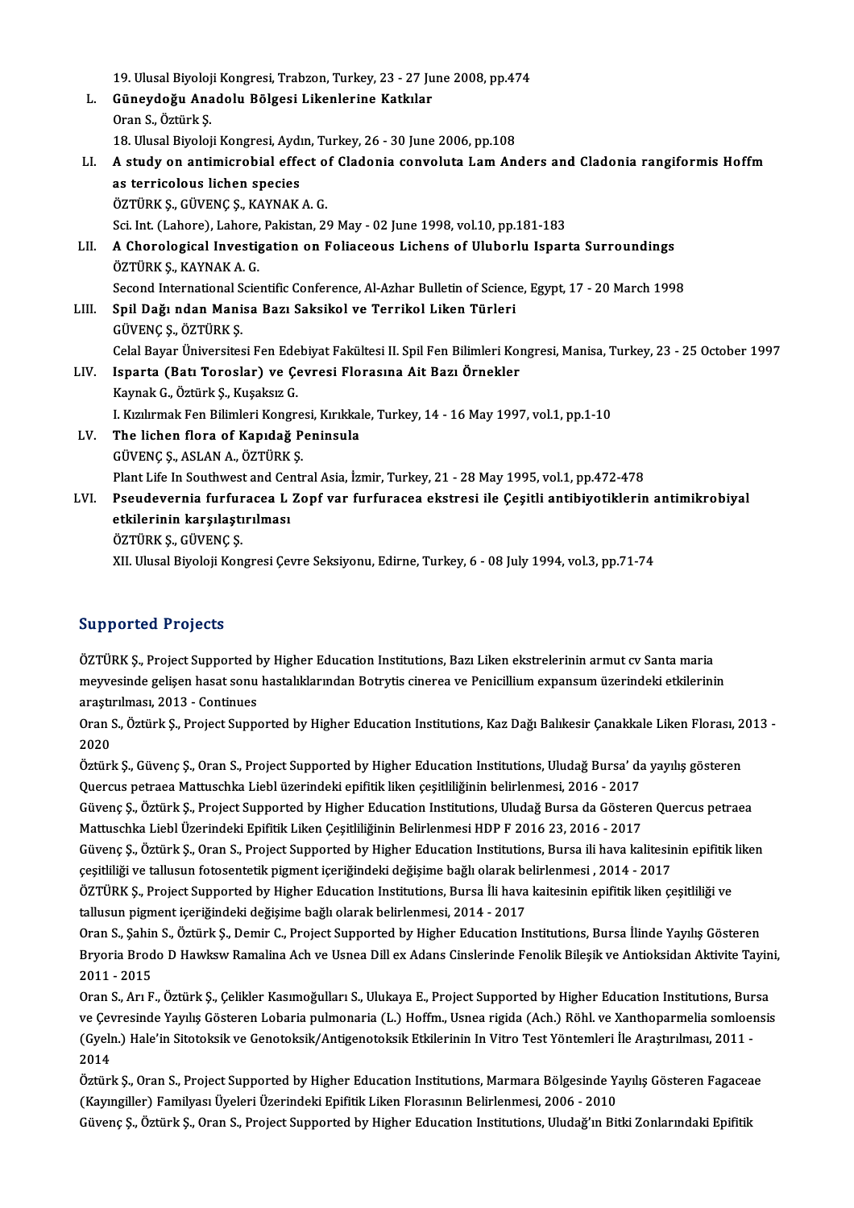19. Ulusal Biyoloji Kongresi, Trabzon, Turkey, 23 - 27 June 2008, pp.474

L. **Güneydoğu Anadolu Bölgesi Likenlerine Katkılar**
Oran S., Öztürk Ş.
18. Ulusal Biyoloji Kongresi, Aydın, Turkey, 26 - 30 June 2006, pp.108

LI. **A study on antimicrobial effect of Cladonia convoluta Lam Anders and Cladonia rangiformis Hoffm as terricolous lichen species**
ÖZTÜRK Ş., GÜVENÇ Ş., KAYNAK A. G.
Sci. Int. (Lahore), Lahore, Pakistan, 29 May - 02 June 1998, vol.10, pp.181-183

LII. **A Chorological Investigation on Foliaceous Lichens of Uluborlu Isparta Surroundings**
ÖZTÜRK Ş., KAYNAK A. G.
Second International Scientific Conference, Al-Azhar Bulletin of Science, Egypt, 17 - 20 March 1998

LIII. **Spil Dağı ndan Manisa Bazı Saksikol ve Terrikol Liken Türleri**
GÜVENÇ Ş., ÖZTÜRK Ş.
Celal Bayar Üniversitesi Fen Edebiyat Fakültesi II. Spil Fen Bilimleri Kongresi, Manisa, Turkey, 23 - 25 October 1997

LIV. **Isparta (Batı Toroslar) ve Çevresi Florasına Ait Bazı Örnekler**
Kaynak G., Öztürk Ş., Kuşaksız G.
I. Kızılırmak Fen Bilimleri Kongresi, Kırıkkale, Turkey, 14 - 16 May 1997, vol.1, pp.1-10

LV. **The lichen flora of Kapıdağ Peninsula**
GÜVENÇ Ş., ASLAN A., ÖZTÜRK Ş.
Plant Life In Southwest and Central Asia, İzmir, Turkey, 21 - 28 May 1995, vol.1, pp.472-478

LVI. **Pseudevernia furfuracea L Zopf var furfuracea ekstresi ile Çeşitli antibiyotiklerin antimikrobiyal etkilerinin karşılaştırılması**
ÖZTÜRK Ş., GÜVENÇ Ş.
XII. Ulusal Biyoloji Kongresi Çevre Seksiyonu, Edirne, Turkey, 6 - 08 July 1994, vol.3, pp.71-74

## Supported Projects

ÖZTÜRK Ş., Project Supported by Higher Education Institutions, Bazı Liken ekstrelerinin armut cv Santa maria meyvesinde gelişen hasat sonu hastalıklarından Botrytis cinerea ve Penicillium expansum üzerindeki etkilerinin araştırılması, 2013 - Continues

Oran S., Öztürk Ş., Project Supported by Higher Education Institutions, Kaz Dağı Balıkesir Çanakkale Liken Florası, 2013 - 2020

Öztürk Ş., Güvenç Ş., Oran S., Project Supported by Higher Education Institutions, Uludağ Bursa' da yayılış gösteren Quercus petraea Mattuschka Liebl üzerindeki epifitik liken çeşitliliğinin belirlenmesi, 2016 - 2017

Güvenç Ş., Öztürk Ş., Project Supported by Higher Education Institutions, Uludağ Bursa da Gösteren Quercus petraea Mattuschka Liebl Üzerindeki Epifitik Liken Çeşitliliğinin Belirlenmesi HDP F 2016 23, 2016 - 2017

Güvenç Ş., Öztürk Ş., Oran S., Project Supported by Higher Education Institutions, Bursa ili hava kalitesinin epifitik liken çeşitliliği ve tallusun fotosentetik pigment içeriğindeki değişime bağlı olarak belirlenmesi , 2014 - 2017

ÖZTÜRK Ş., Project Supported by Higher Education Institutions, Bursa İli hava kaitesinin epifitik liken çeşitliliği ve tallusun pigment içeriğindeki değişime bağlı olarak belirlenmesi, 2014 - 2017

Oran S., Şahin S., Öztürk Ş., Demir C., Project Supported by Higher Education Institutions, Bursa İlinde Yayılış Gösteren Bryoria Brodo D Hawksw Ramalina Ach ve Usnea Dill ex Adans Cinslerinde Fenolik Bileşik ve Antioksidan Aktivite Tayini, 2011 - 2015

Oran S., Arı F., Öztürk Ş., Çelikler Kasımoğulları S., Ulukaya E., Project Supported by Higher Education Institutions, Bursa ve Çevresinde Yayılış Gösteren Lobaria pulmonaria (L.) Hoffm., Usnea rigida (Ach.) Röhl. ve Xanthoparmelia somloensis (Gyeln.) Hale'in Sitotoksik ve Genotoksik/Antigenotoksik Etkilerinin In Vitro Test Yöntemleri İle Araştırılması, 2011 - 2014

Öztürk Ş., Oran S., Project Supported by Higher Education Institutions, Marmara Bölgesinde Yayılış Gösteren Fagaceae (Kayıngiller) Familyası Üyeleri Üzerindeki Epifitik Liken Florasının Belirlenmesi, 2006 - 2010

Güvenç Ş., Öztürk Ş., Oran S., Project Supported by Higher Education Institutions, Uludağ'ın Bitki Zonlarındaki Epifitik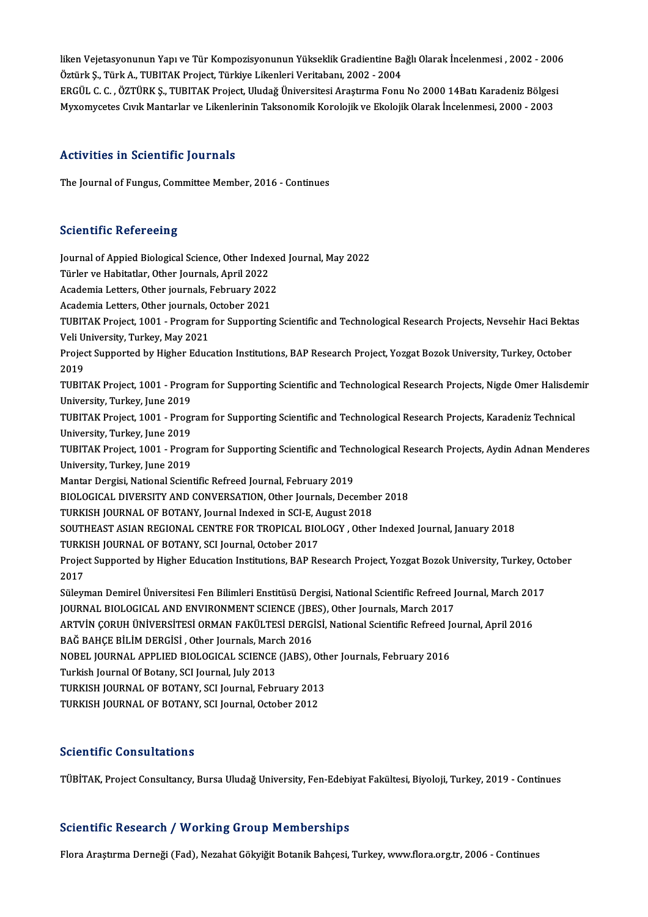liken Vejetasyonunun Yapı ve Tür Kompozisyonunun Yükseklik Gradientine Bağlı Olarak İncelenmesi , 2002 - 2006
Öztürk Ş., Türk A., TUBITAK Project, Türkiye Likenleri Veritabanı, 2002 - 2004
ERGÜL C. C. , ÖZTÜRK Ş., TUBITAK Project, Uludağ Üniversitesi Araştırma Fonu No 2000 14Batı Karadeniz Bölgesi Myxomycetes Cıvık Mantarlar ve Likenlerinin Taksonomik Korolojik ve Ekolojik Olarak İncelenmesi, 2000 - 2003

## Activities in Scientific Journals

The Journal of Fungus, Committee Member, 2016 - Continues

## Scientific Refereeing

Journal of Appied Biological Science, Other Indexed Journal, May 2022
Türler ve Habitatlar, Other Journals, April 2022
Academia Letters, Other journals, February 2022
Academia Letters, Other journals, October 2021
TUBITAK Project, 1001 - Program for Supporting Scientific and Technological Research Projects, Nevsehir Haci Bektas Veli University, Turkey, May 2021
Project Supported by Higher Education Institutions, BAP Research Project, Yozgat Bozok University, Turkey, October 2019
TUBITAK Project, 1001 - Program for Supporting Scientific and Technological Research Projects, Nigde Omer Halisdemir University, Turkey, June 2019
TUBITAK Project, 1001 - Program for Supporting Scientific and Technological Research Projects, Karadeniz Technical University, Turkey, June 2019
TUBITAK Project, 1001 - Program for Supporting Scientific and Technological Research Projects, Aydin Adnan Menderes University, Turkey, June 2019
Mantar Dergisi, National Scientific Refreed Journal, February 2019
BIOLOGICAL DIVERSITY AND CONVERSATION, Other Journals, December 2018
TURKISH JOURNAL OF BOTANY, Journal Indexed in SCI-E, August 2018
SOUTHEAST ASIAN REGIONAL CENTRE FOR TROPICAL BIOLOGY , Other Indexed Journal, January 2018
TURKISH JOURNAL OF BOTANY, SCI Journal, October 2017
Project Supported by Higher Education Institutions, BAP Research Project, Yozgat Bozok University, Turkey, October 2017
Süleyman Demirel Üniversitesi Fen Bilimleri Enstitüsü Dergisi, National Scientific Refreed Journal, March 2017
JOURNAL BIOLOGICAL AND ENVIRONMENT SCIENCE (JBES), Other Journals, March 2017
ARTVİN ÇORUH ÜNİVERSİTESİ ORMAN FAKÜLTESİ DERGİSİ, National Scientific Refreed Journal, April 2016
BAĞ BAHÇE BİLİM DERGİSİ , Other Journals, March 2016
NOBEL JOURNAL APPLIED BIOLOGICAL SCIENCE (JABS), Other Journals, February 2016
Turkish Journal Of Botany, SCI Journal, July 2013
TURKISH JOURNAL OF BOTANY, SCI Journal, February 2013
TURKISH JOURNAL OF BOTANY, SCI Journal, October 2012

## Scientific Consultations

TÜBİTAK, Project Consultancy, Bursa Uludağ University, Fen-Edebiyat Fakültesi, Biyoloji, Turkey, 2019 - Continues

## Scientific Research / Working Group Memberships

Flora Araştırma Derneği (Fad), Nezahat Gökyiğit Botanik Bahçesi, Turkey, www.flora.org.tr, 2006 - Continues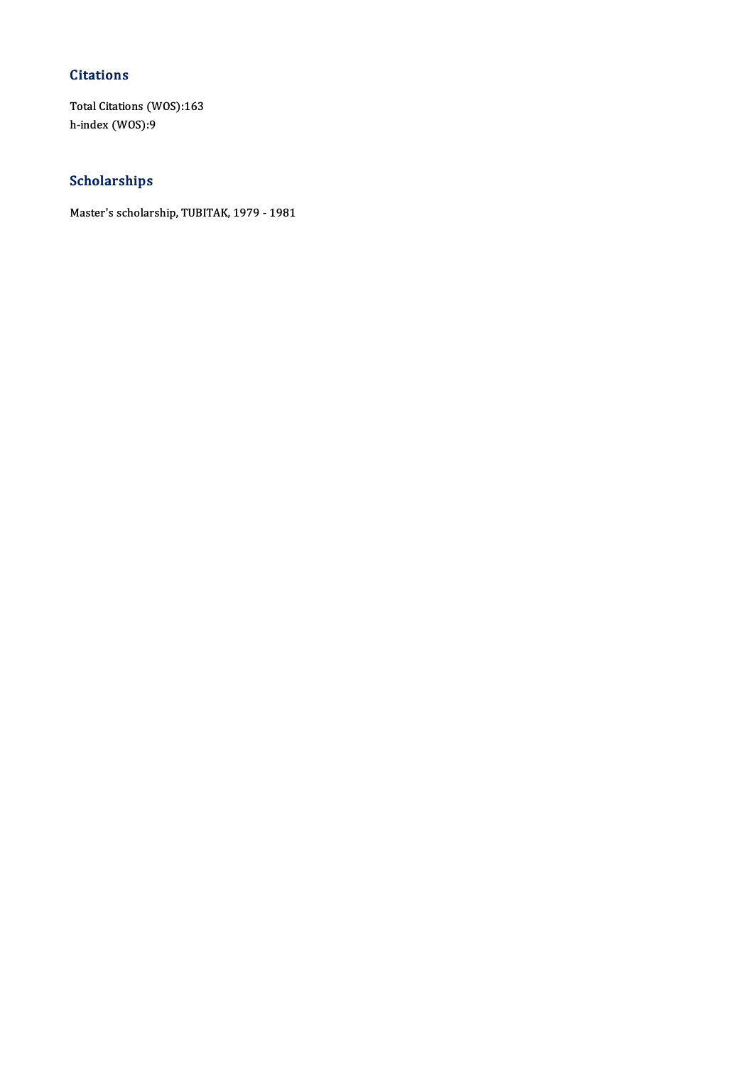## Citations

Total Citations (WOS):163
h-index (WOS):9

## Scholarships

Master's scholarship, TUBITAK, 1979 - 1981